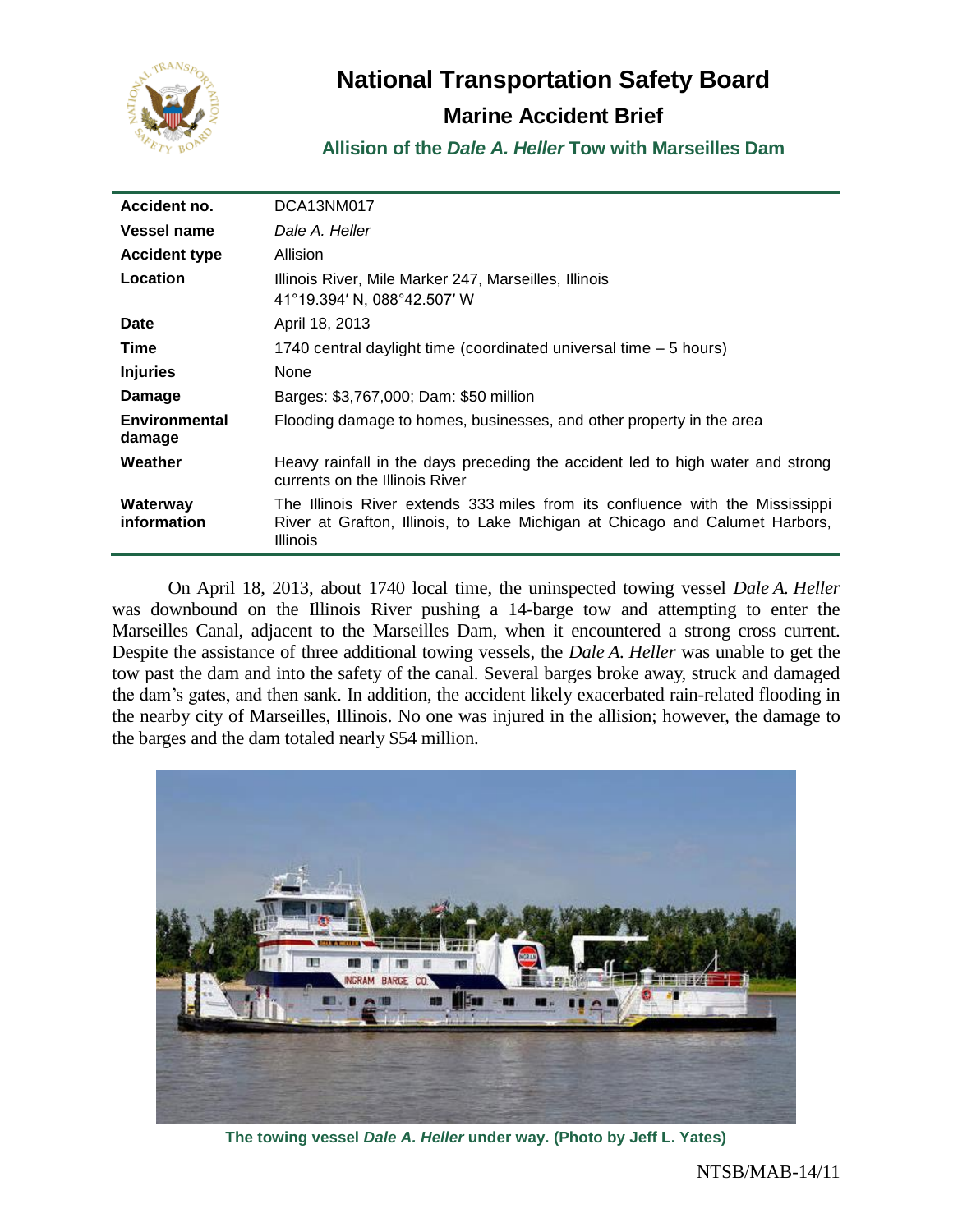# National Transportation Safety Board

## Marine Accident Brief

### Allision of the *Dale A. Heller* Tow with Marseilles Dam

| | |
|---|---|
| **Accident no.** | DCA13NM017 |
| **Vessel name** | *Dale A. Heller* |
| **Accident type** | Allision |
| **Location** | Illinois River, Mile Marker 247, Marseilles, Illinois<br>41°19.394′ N, 088°42.507′ W |
| **Date** | April 18, 2013 |
| **Time** | 1740 central daylight time (coordinated universal time – 5 hours) |
| **Injuries** | None |
| **Damage** | Barges: $3,767,000; Dam: $50 million |
| **Environmental damage** | Flooding damage to homes, businesses, and other property in the area |
| **Weather** | Heavy rainfall in the days preceding the accident led to high water and strong currents on the Illinois River |
| **Waterway information** | The Illinois River extends 333 miles from its confluence with the Mississippi River at Grafton, Illinois, to Lake Michigan at Chicago and Calumet Harbors, Illinois |

On April 18, 2013, about 1740 local time, the uninspected towing vessel *Dale A. Heller* was downbound on the Illinois River pushing a 14-barge tow and attempting to enter the Marseilles Canal, adjacent to the Marseilles Dam, when it encountered a strong cross current. Despite the assistance of three additional towing vessels, the *Dale A. Heller* was unable to get the tow past the dam and into the safety of the canal. Several barges broke away, struck and damaged the dam's gates, and then sank. In addition, the accident likely exacerbated rain-related flooding in the nearby city of Marseilles, Illinois. No one was injured in the allision; however, the damage to the barges and the dam totaled nearly $54 million.

**The towing vessel *Dale A. Heller* under way. (Photo by Jeff L. Yates)**

NTSB/MAB-14/11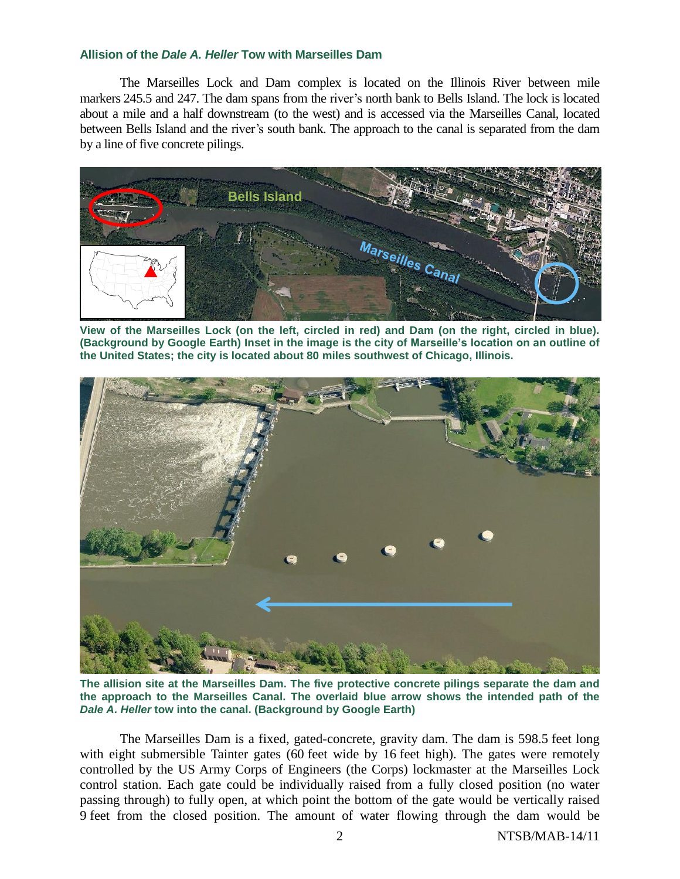### Allision of the *Dale A. Heller* Tow with Marseilles Dam

The Marseilles Lock and Dam complex is located on the Illinois River between mile markers 245.5 and 247. The dam spans from the river's north bank to Bells Island. The lock is located about a mile and a half downstream (to the west) and is accessed via the Marseilles Canal, located between Bells Island and the river's south bank. The approach to the canal is separated from the dam by a line of five concrete pilings.

**View of the Marseilles Lock (on the left, circled in red) and Dam (on the right, circled in blue). (Background by Google Earth) Inset in the image is the city of Marseille's location on an outline of the United States; the city is located about 80 miles southwest of Chicago, Illinois.**

**The allision site at the Marseilles Dam. The five protective concrete pilings separate the dam and the approach to the Marseilles Canal. The overlaid blue arrow shows the intended path of the *Dale A. Heller* tow into the canal. (Background by Google Earth)**

The Marseilles Dam is a fixed, gated-concrete, gravity dam. The dam is 598.5 feet long with eight submersible Tainter gates (60 feet wide by 16 feet high). The gates were remotely controlled by the US Army Corps of Engineers (the Corps) lockmaster at the Marseilles Lock control station. Each gate could be individually raised from a fully closed position (no water passing through) to fully open, at which point the bottom of the gate would be vertically raised 9 feet from the closed position. The amount of water flowing through the dam would be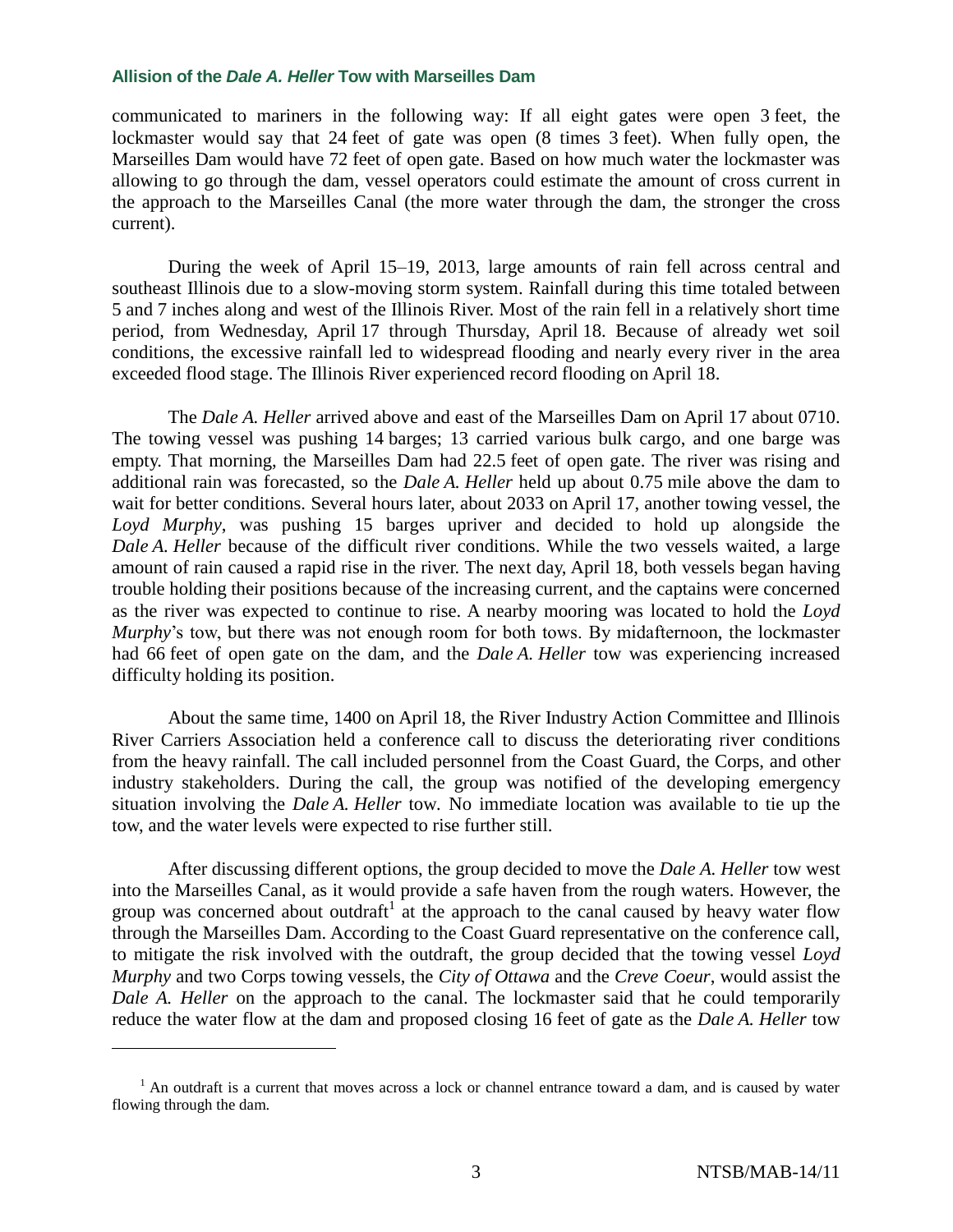communicated to mariners in the following way: If all eight gates were open 3 feet, the lockmaster would say that 24 feet of gate was open (8 times 3 feet). When fully open, the Marseilles Dam would have 72 feet of open gate. Based on how much water the lockmaster was allowing to go through the dam, vessel operators could estimate the amount of cross current in the approach to the Marseilles Canal (the more water through the dam, the stronger the cross current).

During the week of April 15–19, 2013, large amounts of rain fell across central and southeast Illinois due to a slow-moving storm system. Rainfall during this time totaled between 5 and 7 inches along and west of the Illinois River. Most of the rain fell in a relatively short time period, from Wednesday, April 17 through Thursday, April 18. Because of already wet soil conditions, the excessive rainfall led to widespread flooding and nearly every river in the area exceeded flood stage. The Illinois River experienced record flooding on April 18.

The *Dale A. Heller* arrived above and east of the Marseilles Dam on April 17 about 0710. The towing vessel was pushing 14 barges; 13 carried various bulk cargo, and one barge was empty. That morning, the Marseilles Dam had 22.5 feet of open gate. The river was rising and additional rain was forecasted, so the *Dale A. Heller* held up about 0.75 mile above the dam to wait for better conditions. Several hours later, about 2033 on April 17, another towing vessel, the *Loyd Murphy*, was pushing 15 barges upriver and decided to hold up alongside the *Dale A. Heller* because of the difficult river conditions. While the two vessels waited, a large amount of rain caused a rapid rise in the river. The next day, April 18, both vessels began having trouble holding their positions because of the increasing current, and the captains were concerned as the river was expected to continue to rise. A nearby mooring was located to hold the *Loyd Murphy*'s tow, but there was not enough room for both tows. By midafternoon, the lockmaster had 66 feet of open gate on the dam, and the *Dale A. Heller* tow was experiencing increased difficulty holding its position.

About the same time, 1400 on April 18, the River Industry Action Committee and Illinois River Carriers Association held a conference call to discuss the deteriorating river conditions from the heavy rainfall. The call included personnel from the Coast Guard, the Corps, and other industry stakeholders. During the call, the group was notified of the developing emergency situation involving the *Dale A. Heller* tow. No immediate location was available to tie up the tow, and the water levels were expected to rise further still.

After discussing different options, the group decided to move the *Dale A. Heller* tow west into the Marseilles Canal, as it would provide a safe haven from the rough waters. However, the group was concerned about outdraft[1] at the approach to the canal caused by heavy water flow through the Marseilles Dam. According to the Coast Guard representative on the conference call, to mitigate the risk involved with the outdraft, the group decided that the towing vessel *Loyd Murphy* and two Corps towing vessels, the *City of Ottawa* and the *Creve Coeur*, would assist the *Dale A. Heller* on the approach to the canal. The lockmaster said that he could temporarily reduce the water flow at the dam and proposed closing 16 feet of gate as the *Dale A. Heller* tow

[1] An outdraft is a current that moves across a lock or channel entrance toward a dam, and is caused by water flowing through the dam.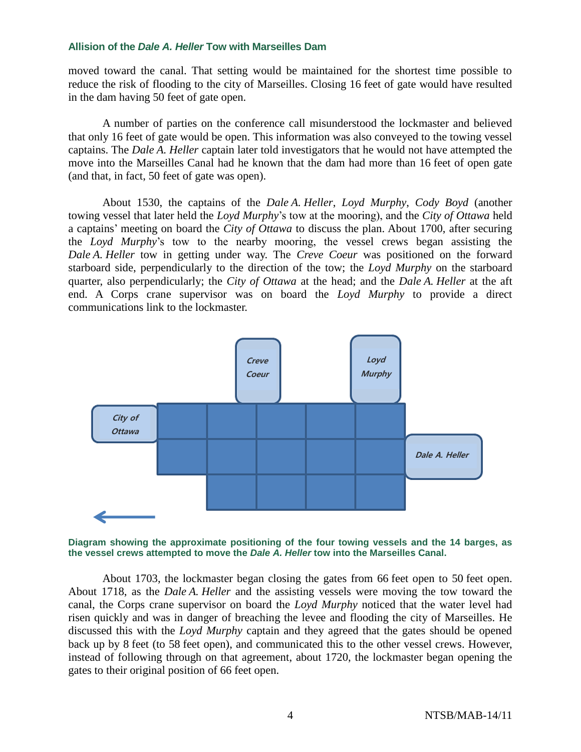moved toward the canal. That setting would be maintained for the shortest time possible to reduce the risk of flooding to the city of Marseilles. Closing 16 feet of gate would have resulted in the dam having 50 feet of gate open.

A number of parties on the conference call misunderstood the lockmaster and believed that only 16 feet of gate would be open. This information was also conveyed to the towing vessel captains. The *Dale A. Heller* captain later told investigators that he would not have attempted the move into the Marseilles Canal had he known that the dam had more than 16 feet of open gate (and that, in fact, 50 feet of gate was open).

About 1530, the captains of the *Dale A. Heller*, *Loyd Murphy*, *Cody Boyd* (another towing vessel that later held the *Loyd Murphy*'s tow at the mooring), and the *City of Ottawa* held a captains' meeting on board the *City of Ottawa* to discuss the plan. About 1700, after securing the *Loyd Murphy*'s tow to the nearby mooring, the vessel crews began assisting the *Dale A. Heller* tow in getting under way. The *Creve Coeur* was positioned on the forward starboard side, perpendicularly to the direction of the tow; the *Loyd Murphy* on the starboard quarter, also perpendicularly; the *City of Ottawa* at the head; and the *Dale A. Heller* at the aft end. A Corps crane supervisor was on board the *Loyd Murphy* to provide a direct communications link to the lockmaster.

**Diagram showing the approximate positioning of the four towing vessels and the 14 barges, as the vessel crews attempted to move the *Dale A. Heller* tow into the Marseilles Canal.**

About 1703, the lockmaster began closing the gates from 66 feet open to 50 feet open. About 1718, as the *Dale A. Heller* and the assisting vessels were moving the tow toward the canal, the Corps crane supervisor on board the *Loyd Murphy* noticed that the water level had risen quickly and was in danger of breaching the levee and flooding the city of Marseilles. He discussed this with the *Loyd Murphy* captain and they agreed that the gates should be opened back up by 8 feet (to 58 feet open), and communicated this to the other vessel crews. However, instead of following through on that agreement, about 1720, the lockmaster began opening the gates to their original position of 66 feet open.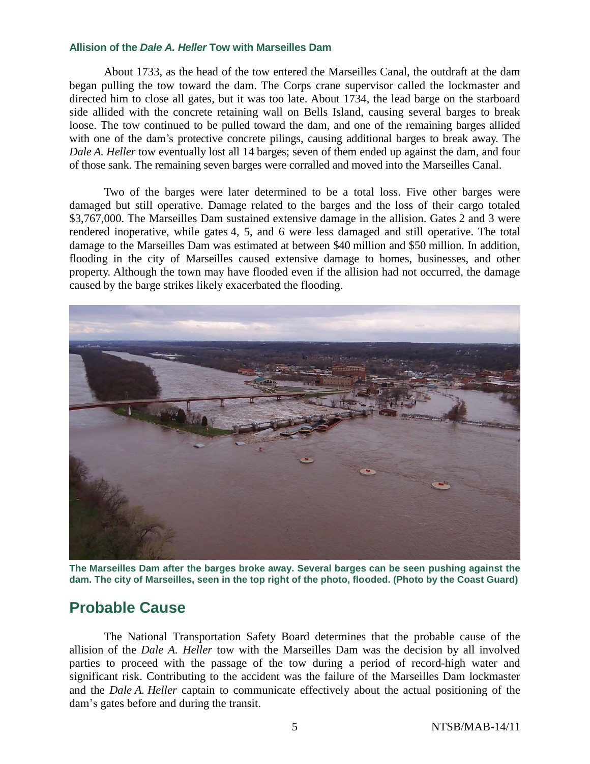### Allision of the *Dale A. Heller* Tow with Marseilles Dam

About 1733, as the head of the tow entered the Marseilles Canal, the outdraft at the dam began pulling the tow toward the dam. The Corps crane supervisor called the lockmaster and directed him to close all gates, but it was too late. About 1734, the lead barge on the starboard side allided with the concrete retaining wall on Bells Island, causing several barges to break loose. The tow continued to be pulled toward the dam, and one of the remaining barges allided with one of the dam's protective concrete pilings, causing additional barges to break away. The *Dale A. Heller* tow eventually lost all 14 barges; seven of them ended up against the dam, and four of those sank. The remaining seven barges were corralled and moved into the Marseilles Canal.

Two of the barges were later determined to be a total loss. Five other barges were damaged but still operative. Damage related to the barges and the loss of their cargo totaled $3,767,000. The Marseilles Dam sustained extensive damage in the allision. Gates 2 and 3 were rendered inoperative, while gates 4, 5, and 6 were less damaged and still operative. The total damage to the Marseilles Dam was estimated at between $40 million and $50 million. In addition, flooding in the city of Marseilles caused extensive damage to homes, businesses, and other property. Although the town may have flooded even if the allision had not occurred, the damage caused by the barge strikes likely exacerbated the flooding.

**The Marseilles Dam after the barges broke away. Several barges can be seen pushing against the dam. The city of Marseilles, seen in the top right of the photo, flooded. (Photo by the Coast Guard)**

## Probable Cause

The National Transportation Safety Board determines that the probable cause of the allision of the *Dale A. Heller* tow with the Marseilles Dam was the decision by all involved parties to proceed with the passage of the tow during a period of record-high water and significant risk. Contributing to the accident was the failure of the Marseilles Dam lockmaster and the *Dale A. Heller* captain to communicate effectively about the actual positioning of the dam's gates before and during the transit.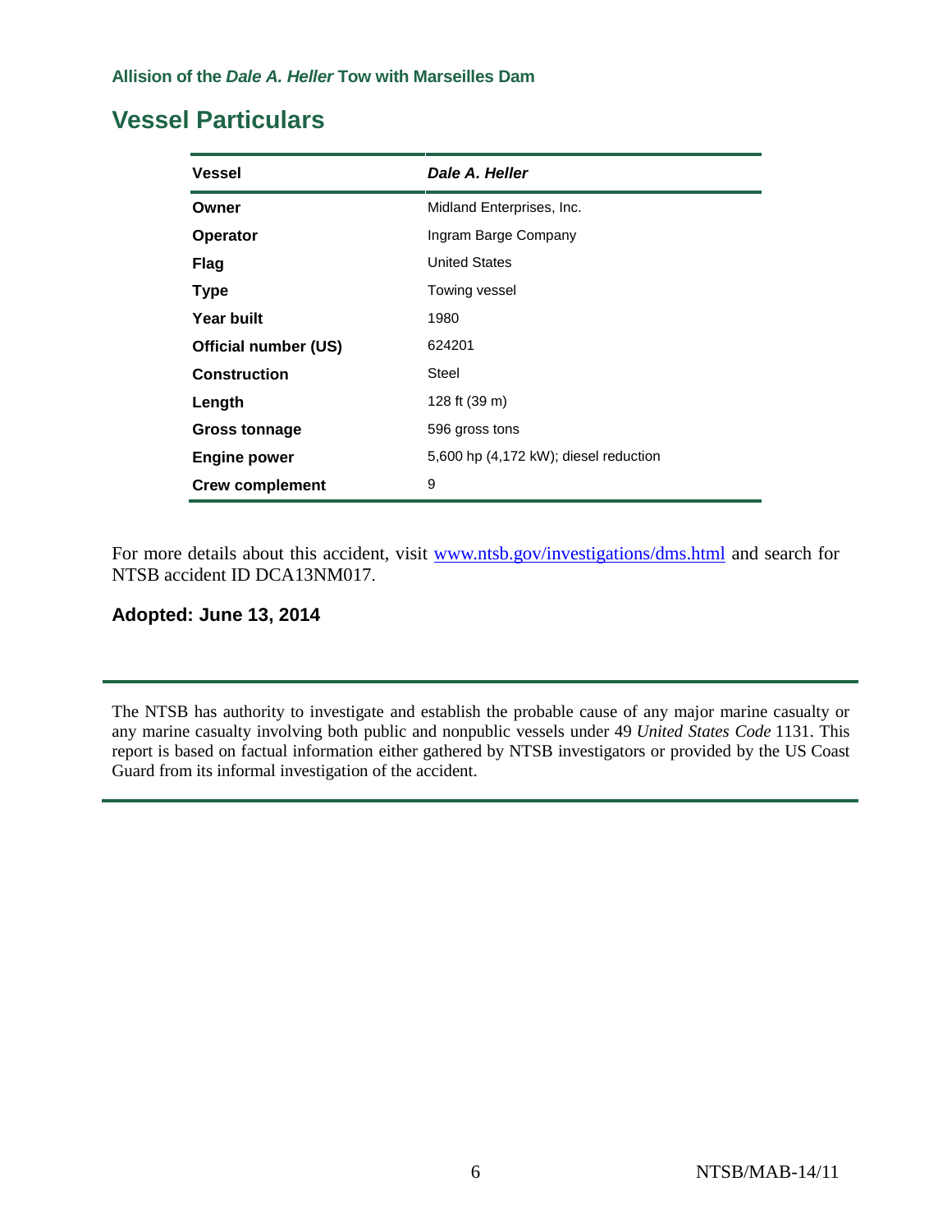## Vessel Particulars

| Vessel | *Dale A. Heller* |
| --- | --- |
| **Owner** | Midland Enterprises, Inc. |
| **Operator** | Ingram Barge Company |
| **Flag** | United States |
| **Type** | Towing vessel |
| **Year built** | 1980 |
| **Official number (US)** | 624201 |
| **Construction** | Steel |
| **Length** | 128 ft (39 m) |
| **Gross tonnage** | 596 gross tons |
| **Engine power** | 5,600 hp (4,172 kW); diesel reduction |
| **Crew complement** | 9 |

For more details about this accident, visit [www.ntsb.gov/investigations/dms.html](www.ntsb.gov/investigations/dms.html) and search for NTSB accident ID DCA13NM017.

**Adopted: June 13, 2014**

The NTSB has authority to investigate and establish the probable cause of any major marine casualty or any marine casualty involving both public and nonpublic vessels under 49 *United States Code* 1131. This report is based on factual information either gathered by NTSB investigators or provided by the US Coast Guard from its informal investigation of the accident.